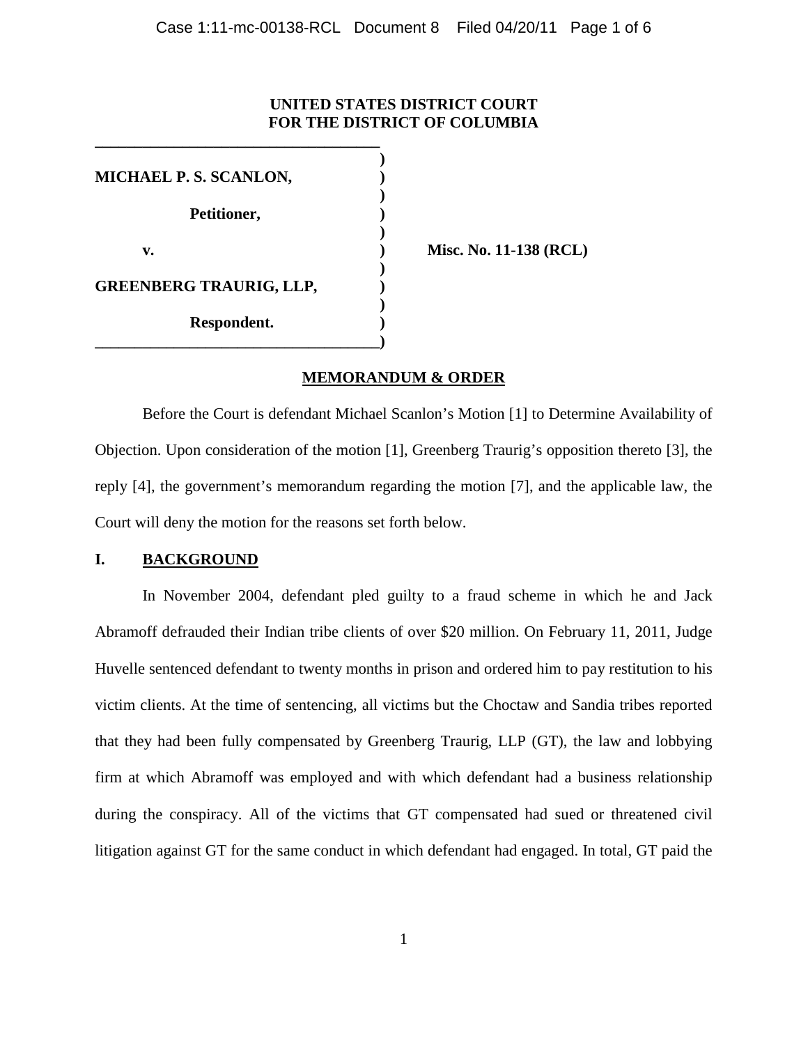**UNITED STATES DISTRICT COURT**
**FOR THE DISTRICT OF COLUMBIA**

| | | |
|---|---|---|
| **MICHAEL P. S. SCANLON,** | ) | |
| **Petitioner,** | ) | |
| **v.** | ) | **Misc. No. 11-138 (RCL)** |
| **GREENBERG TRAURIG, LLP,** | ) | |
| **Respondent.** | ) | |

**MEMORANDUM & ORDER**

Before the Court is defendant Michael Scanlon's Motion [1] to Determine Availability of Objection. Upon consideration of the motion [1], Greenberg Traurig's opposition thereto [3], the reply [4], the government's memorandum regarding the motion [7], and the applicable law, the Court will deny the motion for the reasons set forth below.

## I. BACKGROUND

In November 2004, defendant pled guilty to a fraud scheme in which he and Jack Abramoff defrauded their Indian tribe clients of over $20 million. On February 11, 2011, Judge Huvelle sentenced defendant to twenty months in prison and ordered him to pay restitution to his victim clients. At the time of sentencing, all victims but the Choctaw and Sandia tribes reported that they had been fully compensated by Greenberg Traurig, LLP (GT), the law and lobbying firm at which Abramoff was employed and with which defendant had a business relationship during the conspiracy. All of the victims that GT compensated had sued or threatened civil litigation against GT for the same conduct in which defendant had engaged. In total, GT paid the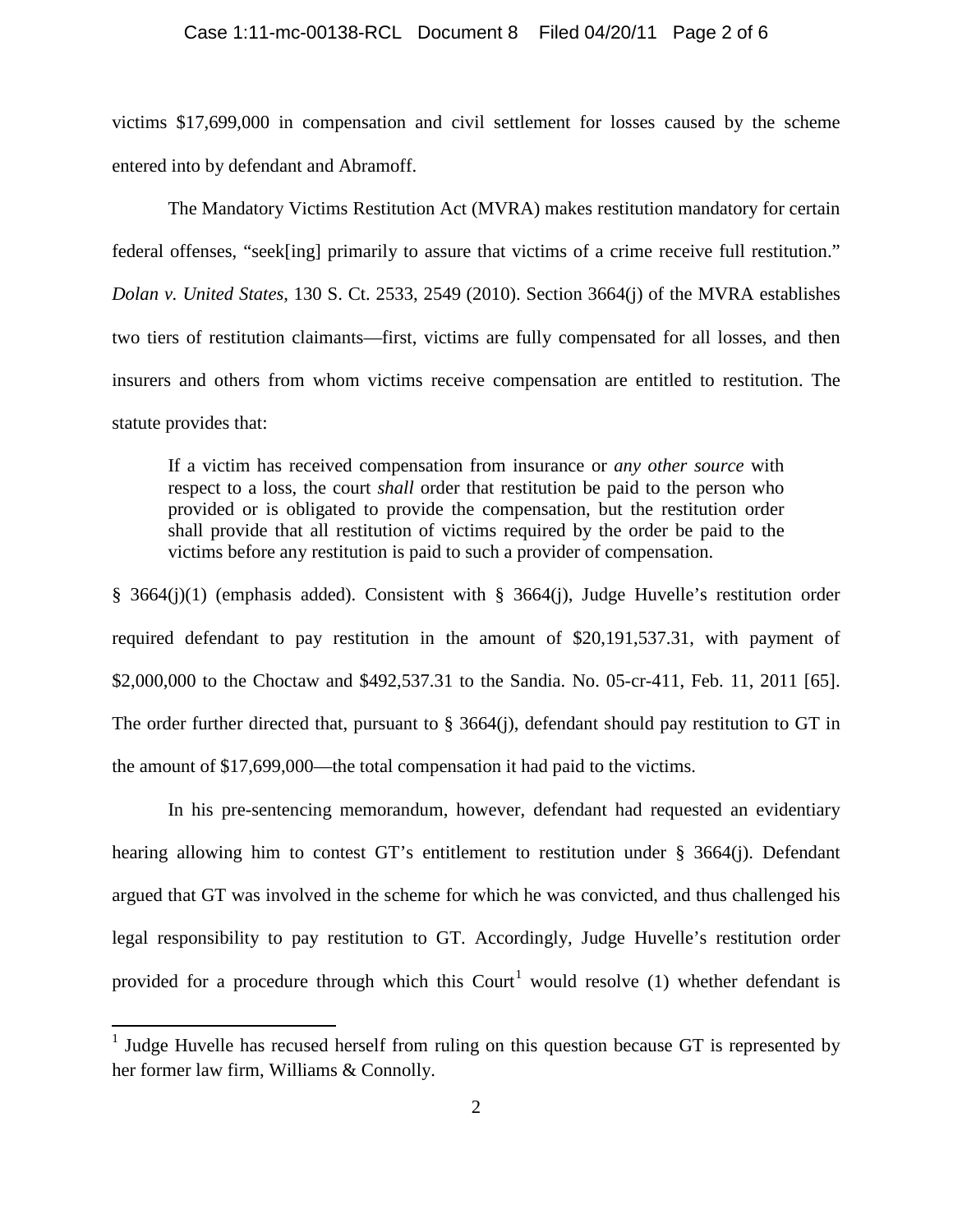victims $17,699,000 in compensation and civil settlement for losses caused by the scheme entered into by defendant and Abramoff.

The Mandatory Victims Restitution Act (MVRA) makes restitution mandatory for certain federal offenses, "seek[ing] primarily to assure that victims of a crime receive full restitution." *Dolan v. United States*, 130 S. Ct. 2533, 2549 (2010). Section 3664(j) of the MVRA establishes two tiers of restitution claimants—first, victims are fully compensated for all losses, and then insurers and others from whom victims receive compensation are entitled to restitution. The statute provides that:

> If a victim has received compensation from insurance or *any other source* with respect to a loss, the court *shall* order that restitution be paid to the person who provided or is obligated to provide the compensation, but the restitution order shall provide that all restitution of victims required by the order be paid to the victims before any restitution is paid to such a provider of compensation.

§ 3664(j)(1) (emphasis added). Consistent with § 3664(j), Judge Huvelle's restitution order required defendant to pay restitution in the amount of $20,191,537.31, with payment of $2,000,000 to the Choctaw and $492,537.31 to the Sandia. No. 05-cr-411, Feb. 11, 2011 [65]. The order further directed that, pursuant to § 3664(j), defendant should pay restitution to GT in the amount of $17,699,000—the total compensation it had paid to the victims.

In his pre-sentencing memorandum, however, defendant had requested an evidentiary hearing allowing him to contest GT's entitlement to restitution under § 3664(j). Defendant argued that GT was involved in the scheme for which he was convicted, and thus challenged his legal responsibility to pay restitution to GT. Accordingly, Judge Huvelle's restitution order provided for a procedure through which this Court[1] would resolve (1) whether defendant is

[1] Judge Huvelle has recused herself from ruling on this question because GT is represented by her former law firm, Williams & Connolly.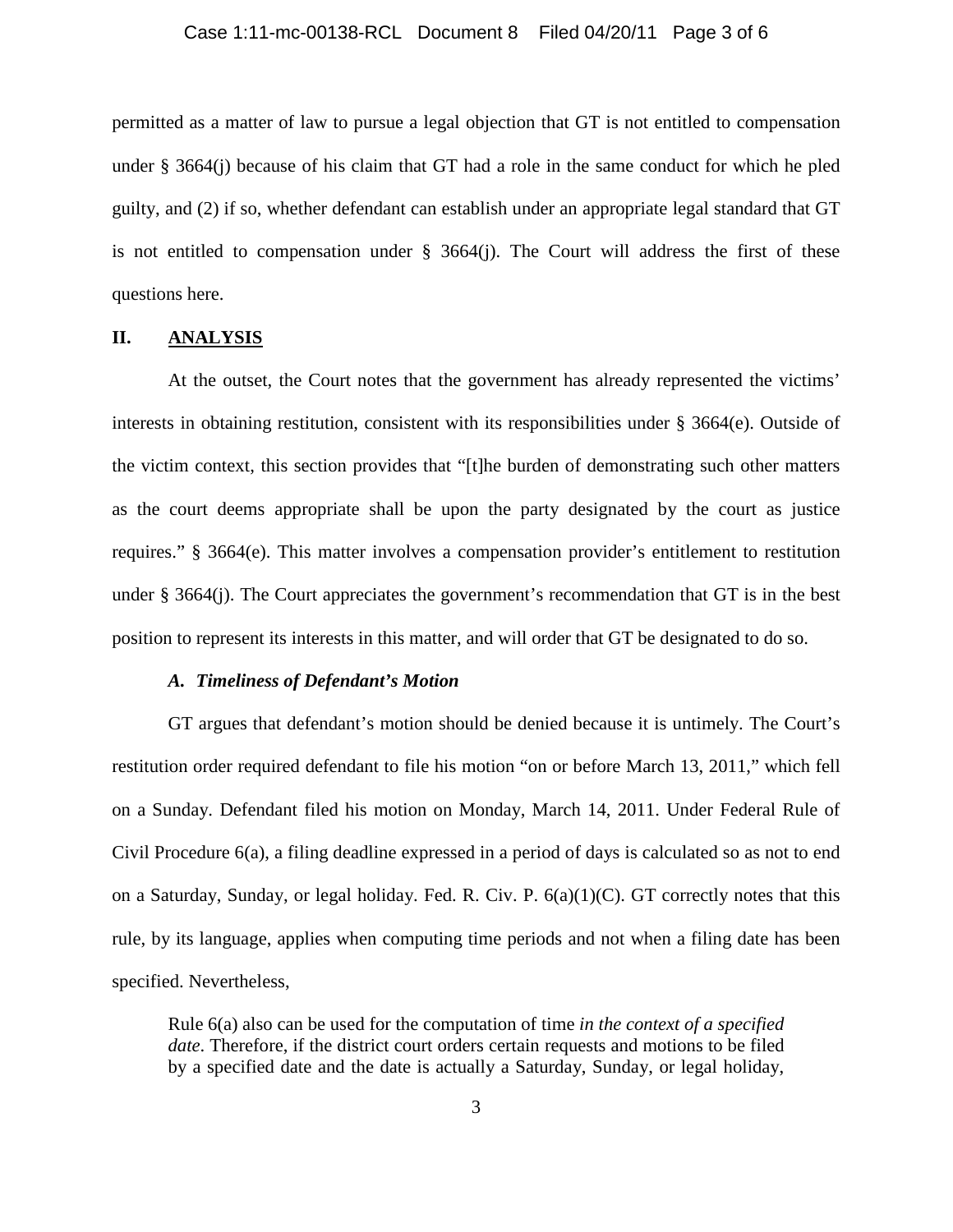permitted as a matter of law to pursue a legal objection that GT is not entitled to compensation under § 3664(j) because of his claim that GT had a role in the same conduct for which he pled guilty, and (2) if so, whether defendant can establish under an appropriate legal standard that GT is not entitled to compensation under § 3664(j). The Court will address the first of these questions here.

## II. ANALYSIS

At the outset, the Court notes that the government has already represented the victims' interests in obtaining restitution, consistent with its responsibilities under § 3664(e). Outside of the victim context, this section provides that "[t]he burden of demonstrating such other matters as the court deems appropriate shall be upon the party designated by the court as justice requires." § 3664(e). This matter involves a compensation provider's entitlement to restitution under § 3664(j). The Court appreciates the government's recommendation that GT is in the best position to represent its interests in this matter, and will order that GT be designated to do so.

### *A. Timeliness of Defendant's Motion*

GT argues that defendant's motion should be denied because it is untimely. The Court's restitution order required defendant to file his motion "on or before March 13, 2011," which fell on a Sunday. Defendant filed his motion on Monday, March 14, 2011. Under Federal Rule of Civil Procedure 6(a), a filing deadline expressed in a period of days is calculated so as not to end on a Saturday, Sunday, or legal holiday. Fed. R. Civ. P. 6(a)(1)(C). GT correctly notes that this rule, by its language, applies when computing time periods and not when a filing date has been specified. Nevertheless,

> Rule 6(a) also can be used for the computation of time *in the context of a specified date*. Therefore, if the district court orders certain requests and motions to be filed by a specified date and the date is actually a Saturday, Sunday, or legal holiday,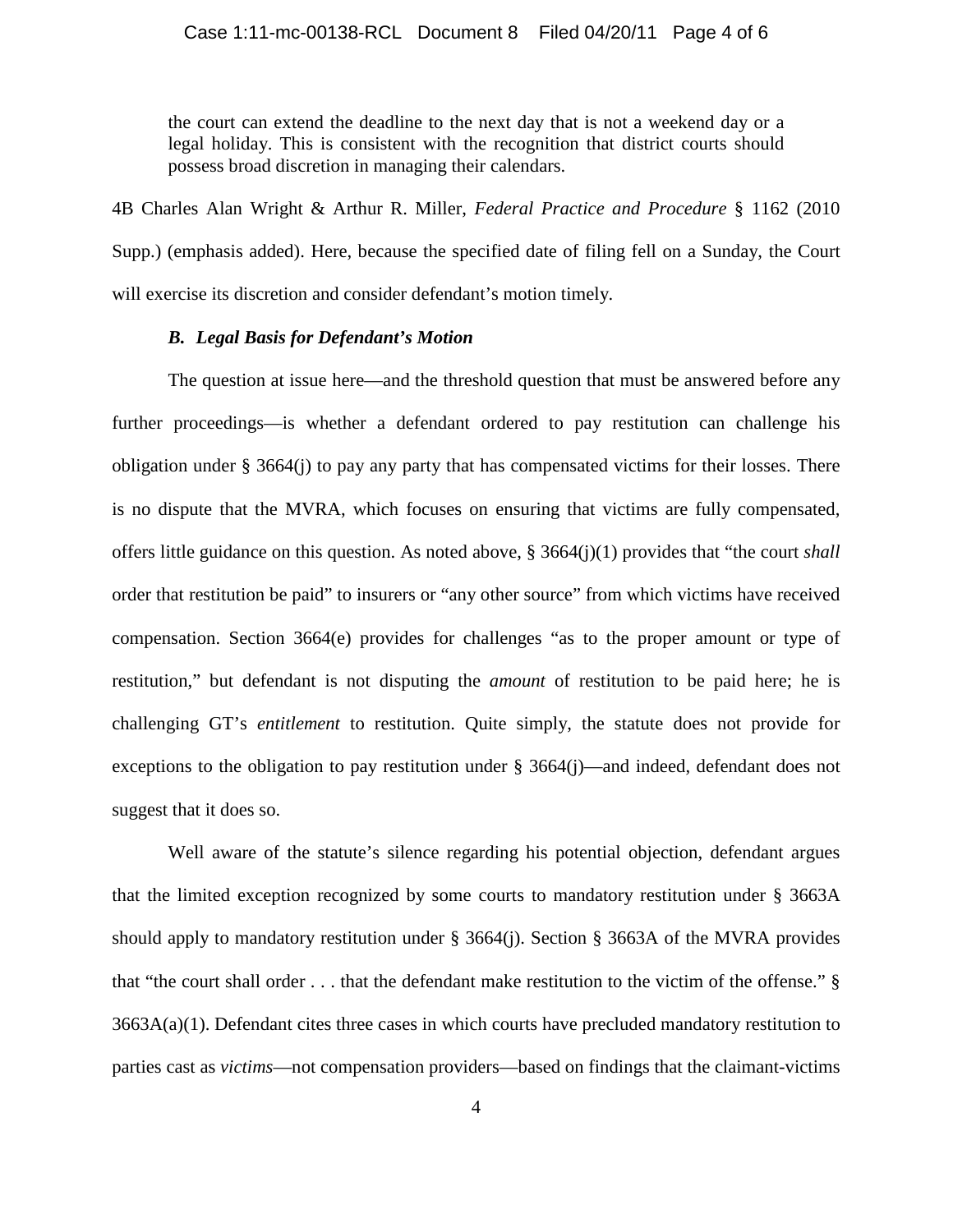> the court can extend the deadline to the next day that is not a weekend day or a legal holiday. This is consistent with the recognition that district courts should possess broad discretion in managing their calendars.

4B Charles Alan Wright & Arthur R. Miller, *Federal Practice and Procedure* § 1162 (2010 Supp.) (emphasis added). Here, because the specified date of filing fell on a Sunday, the Court will exercise its discretion and consider defendant's motion timely.

### *B. Legal Basis for Defendant's Motion*

The question at issue here—and the threshold question that must be answered before any further proceedings—is whether a defendant ordered to pay restitution can challenge his obligation under § 3664(j) to pay any party that has compensated victims for their losses. There is no dispute that the MVRA, which focuses on ensuring that victims are fully compensated, offers little guidance on this question. As noted above, § 3664(j)(1) provides that "the court *shall* order that restitution be paid" to insurers or "any other source" from which victims have received compensation. Section 3664(e) provides for challenges "as to the proper amount or type of restitution," but defendant is not disputing the *amount* of restitution to be paid here; he is challenging GT's *entitlement* to restitution. Quite simply, the statute does not provide for exceptions to the obligation to pay restitution under § 3664(j)—and indeed, defendant does not suggest that it does so.

Well aware of the statute's silence regarding his potential objection, defendant argues that the limited exception recognized by some courts to mandatory restitution under § 3663A should apply to mandatory restitution under § 3664(j). Section § 3663A of the MVRA provides that "the court shall order . . . that the defendant make restitution to the victim of the offense." § 3663A(a)(1). Defendant cites three cases in which courts have precluded mandatory restitution to parties cast as *victims*—not compensation providers—based on findings that the claimant-victims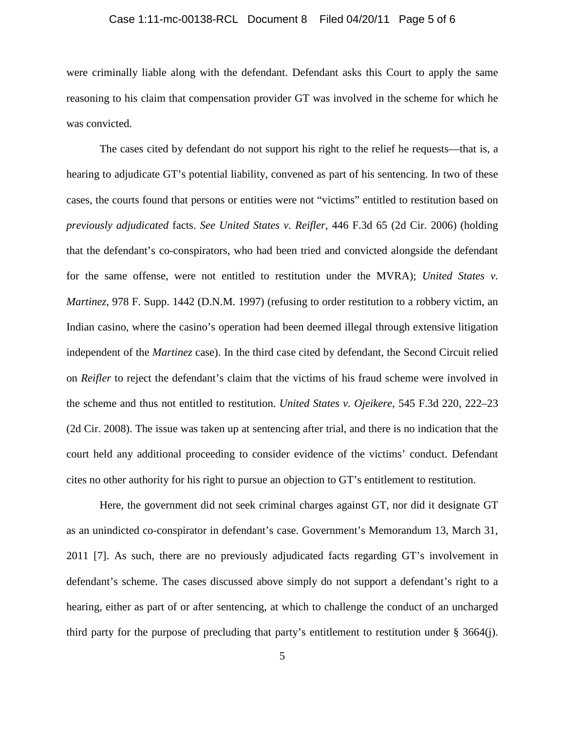were criminally liable along with the defendant. Defendant asks this Court to apply the same reasoning to his claim that compensation provider GT was involved in the scheme for which he was convicted.

The cases cited by defendant do not support his right to the relief he requests—that is, a hearing to adjudicate GT's potential liability, convened as part of his sentencing. In two of these cases, the courts found that persons or entities were not "victims" entitled to restitution based on *previously adjudicated* facts. *See United States v. Reifler*, 446 F.3d 65 (2d Cir. 2006) (holding that the defendant's co-conspirators, who had been tried and convicted alongside the defendant for the same offense, were not entitled to restitution under the MVRA); *United States v. Martinez*, 978 F. Supp. 1442 (D.N.M. 1997) (refusing to order restitution to a robbery victim, an Indian casino, where the casino's operation had been deemed illegal through extensive litigation independent of the *Martinez* case). In the third case cited by defendant, the Second Circuit relied on *Reifler* to reject the defendant's claim that the victims of his fraud scheme were involved in the scheme and thus not entitled to restitution. *United States v. Ojeikere*, 545 F.3d 220, 222–23 (2d Cir. 2008). The issue was taken up at sentencing after trial, and there is no indication that the court held any additional proceeding to consider evidence of the victims' conduct. Defendant cites no other authority for his right to pursue an objection to GT's entitlement to restitution.

Here, the government did not seek criminal charges against GT, nor did it designate GT as an unindicted co-conspirator in defendant's case. Government's Memorandum 13, March 31, 2011 [7]. As such, there are no previously adjudicated facts regarding GT's involvement in defendant's scheme. The cases discussed above simply do not support a defendant's right to a hearing, either as part of or after sentencing, at which to challenge the conduct of an uncharged third party for the purpose of precluding that party's entitlement to restitution under § 3664(j).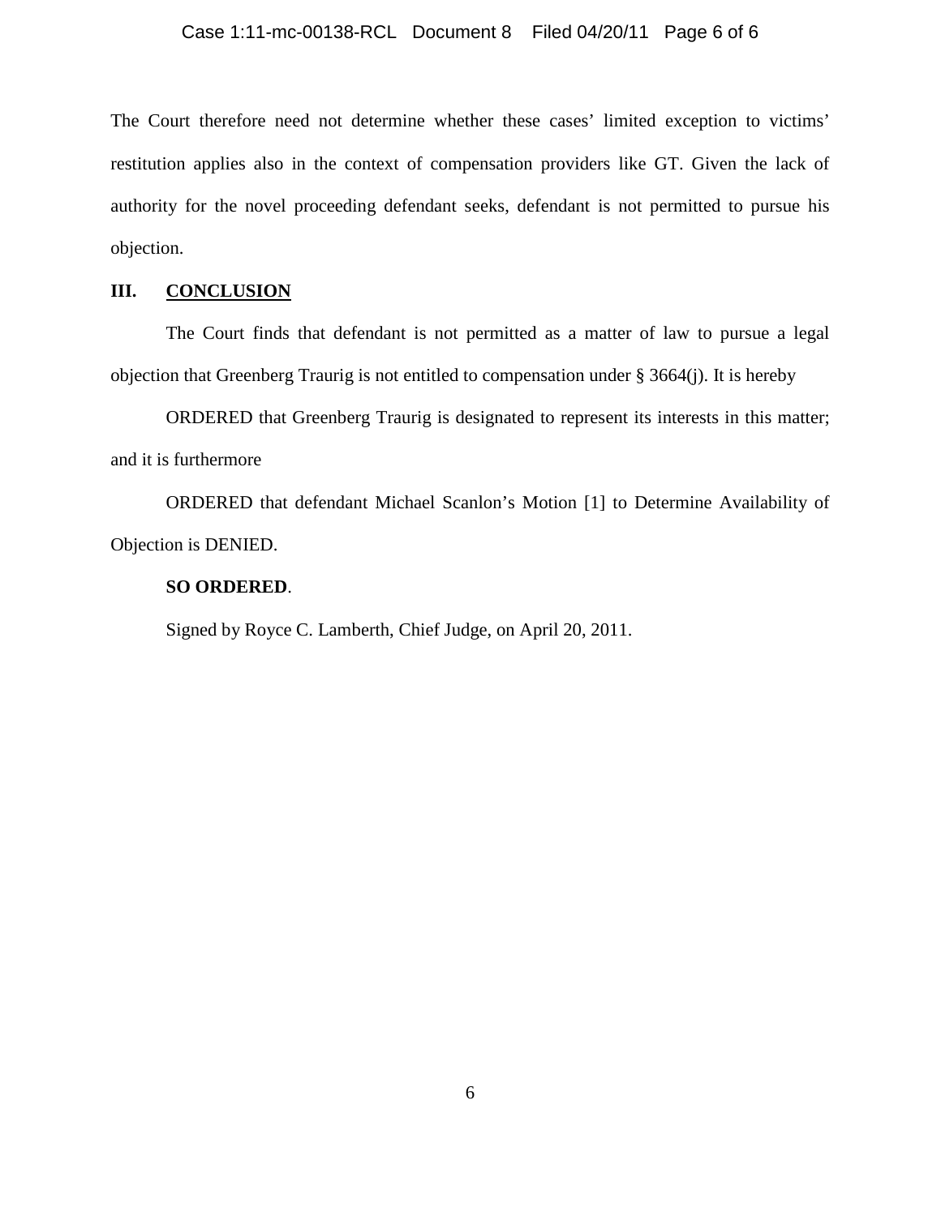The Court therefore need not determine whether these cases' limited exception to victims' restitution applies also in the context of compensation providers like GT. Given the lack of authority for the novel proceeding defendant seeks, defendant is not permitted to pursue his objection.

## III. CONCLUSION

The Court finds that defendant is not permitted as a matter of law to pursue a legal objection that Greenberg Traurig is not entitled to compensation under § 3664(j). It is hereby

ORDERED that Greenberg Traurig is designated to represent its interests in this matter; and it is furthermore

ORDERED that defendant Michael Scanlon's Motion [1] to Determine Availability of Objection is DENIED.

**SO ORDERED**.

Signed by Royce C. Lamberth, Chief Judge, on April 20, 2011.